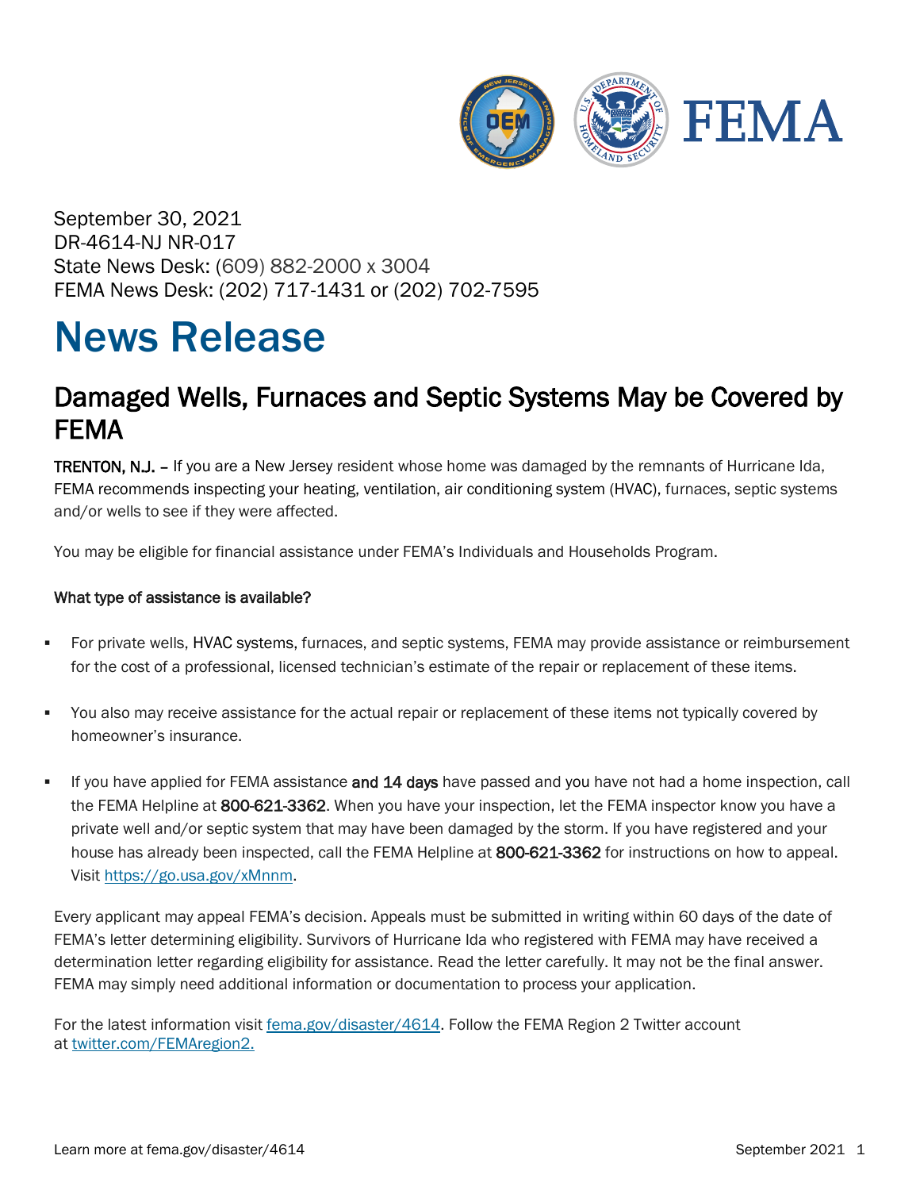September 30, 2021
DR-4614-NJ NR-017
State News Desk: (609) 882-2000 x 3004
FEMA News Desk: (202) 717-1431 or (202) 702-7595

# News Release

## Damaged Wells, Furnaces and Septic Systems May be Covered by FEMA

**TRENTON, NJ.** – If you are a New Jersey resident whose home was damaged by the remnants of Hurricane Ida, FEMA recommends inspecting your heating, ventilation, air conditioning system (HVAC), furnaces, septic systems and/or wells to see if they were affected.

You may be eligible for financial assistance under FEMA's Individuals and Households Program.

**What type of assistance is available?**

- For private wells, HVAC systems, furnaces, and septic systems, FEMA may provide assistance or reimbursement for the cost of a professional, licensed technician's estimate of the repair or replacement of these items.
- You also may receive assistance for the actual repair or replacement of these items not typically covered by homeowner's insurance.
- If you have applied for FEMA assistance **and 14 days** have passed and you have not had a home inspection, call the FEMA Helpline at **800-621-3362**. When you have your inspection, let the FEMA inspector know you have a private well and/or septic system that may have been damaged by the storm. If you have registered and your house has already been inspected, call the FEMA Helpline at **800-621-3362** for instructions on how to appeal. Visit [https://go.usa.gov/xMnnm](https://go.usa.gov/xMnnm).

Every applicant may appeal FEMA's decision. Appeals must be submitted in writing within 60 days of the date of FEMA's letter determining eligibility. Survivors of Hurricane Ida who registered with FEMA may have received a determination letter regarding eligibility for assistance. Read the letter carefully. It may not be the final answer. FEMA may simply need additional information or documentation to process your application.

For the latest information visit [fema.gov/disaster/4614](fema.gov/disaster/4614). Follow the FEMA Region 2 Twitter account at [twitter.com/FEMAregion2.](twitter.com/FEMAregion2)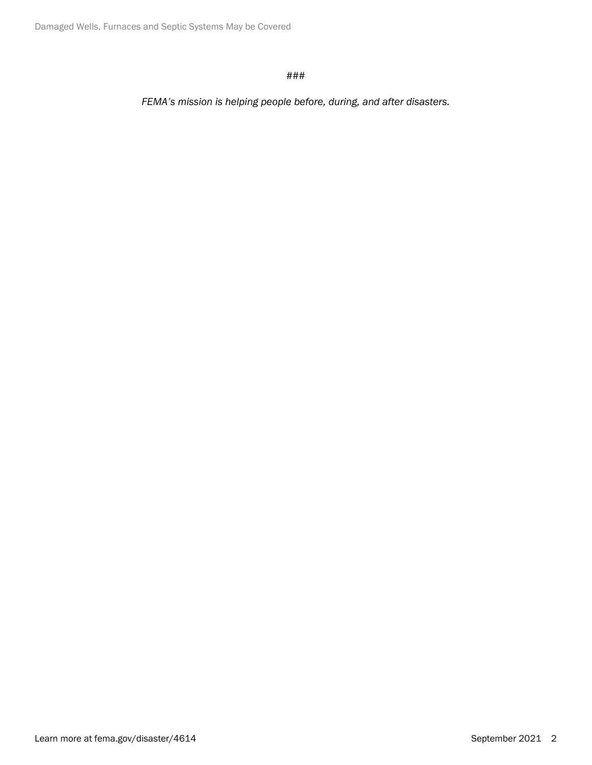###

*FEMA's mission is helping people before, during, and after disasters.*